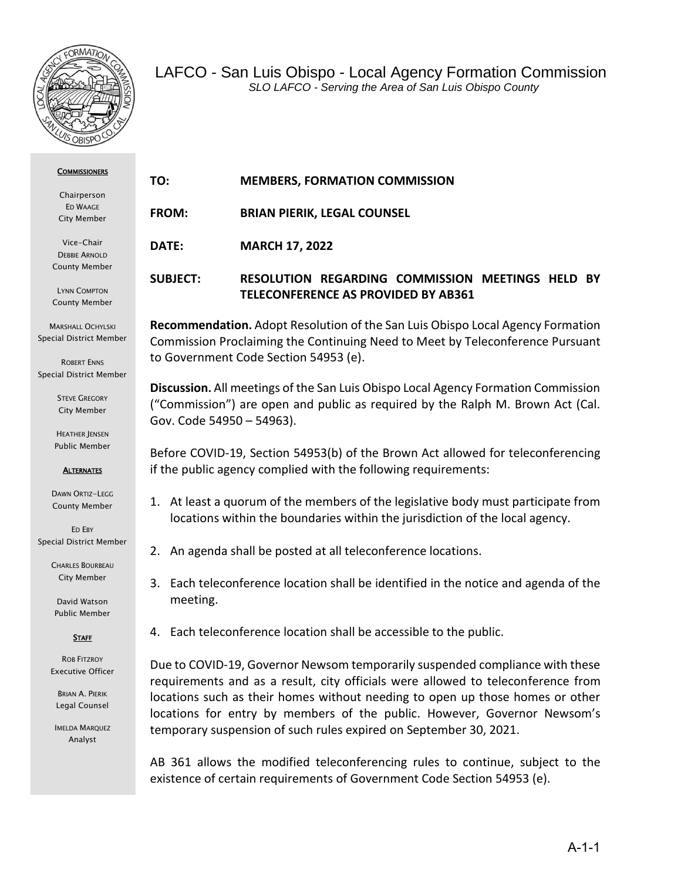# LAFCO - San Luis Obispo - Local Agency Formation Commission

*SLO LAFCO - Serving the Area of San Luis Obispo County*

**COMMISSIONERS**

Chairperson
ED WAAGE
City Member

Vice-Chair
DEBBIE ARNOLD
County Member

LYNN COMPTON
County Member

MARSHALL OCHYLSKI
Special District Member

ROBERT ENNS
Special District Member

STEVE GREGORY
City Member

HEATHER JENSEN
Public Member

**ALTERNATES**

DAWN ORTIZ-LEGG
County Member

ED EBY
Special District Member

CHARLES BOURBEAU
City Member

David Watson
Public Member

**STAFF**

ROB FITZROY
Executive Officer

BRIAN A. PIERIK
Legal Counsel

IMELDA MARQUEZ
Analyst

**TO:** **MEMBERS, FORMATION COMMISSION**

**FROM:** **BRIAN PIERIK, LEGAL COUNSEL**

**DATE:** **MARCH 17, 2022**

**SUBJECT:** **RESOLUTION REGARDING COMMISSION MEETINGS HELD BY TELECONFERENCE AS PROVIDED BY AB361**

**Recommendation.** Adopt Resolution of the San Luis Obispo Local Agency Formation Commission Proclaiming the Continuing Need to Meet by Teleconference Pursuant to Government Code Section 54953 (e).

**Discussion.** All meetings of the San Luis Obispo Local Agency Formation Commission ("Commission") are open and public as required by the Ralph M. Brown Act (Cal. Gov. Code 54950 – 54963).

Before COVID-19, Section 54953(b) of the Brown Act allowed for teleconferencing if the public agency complied with the following requirements:

1. At least a quorum of the members of the legislative body must participate from locations within the boundaries within the jurisdiction of the local agency.
2. An agenda shall be posted at all teleconference locations.
3. Each teleconference location shall be identified in the notice and agenda of the meeting.
4. Each teleconference location shall be accessible to the public.

Due to COVID-19, Governor Newsom temporarily suspended compliance with these requirements and as a result, city officials were allowed to teleconference from locations such as their homes without needing to open up those homes or other locations for entry by members of the public. However, Governor Newsom's temporary suspension of such rules expired on September 30, 2021.

AB 361 allows the modified teleconferencing rules to continue, subject to the existence of certain requirements of Government Code Section 54953 (e).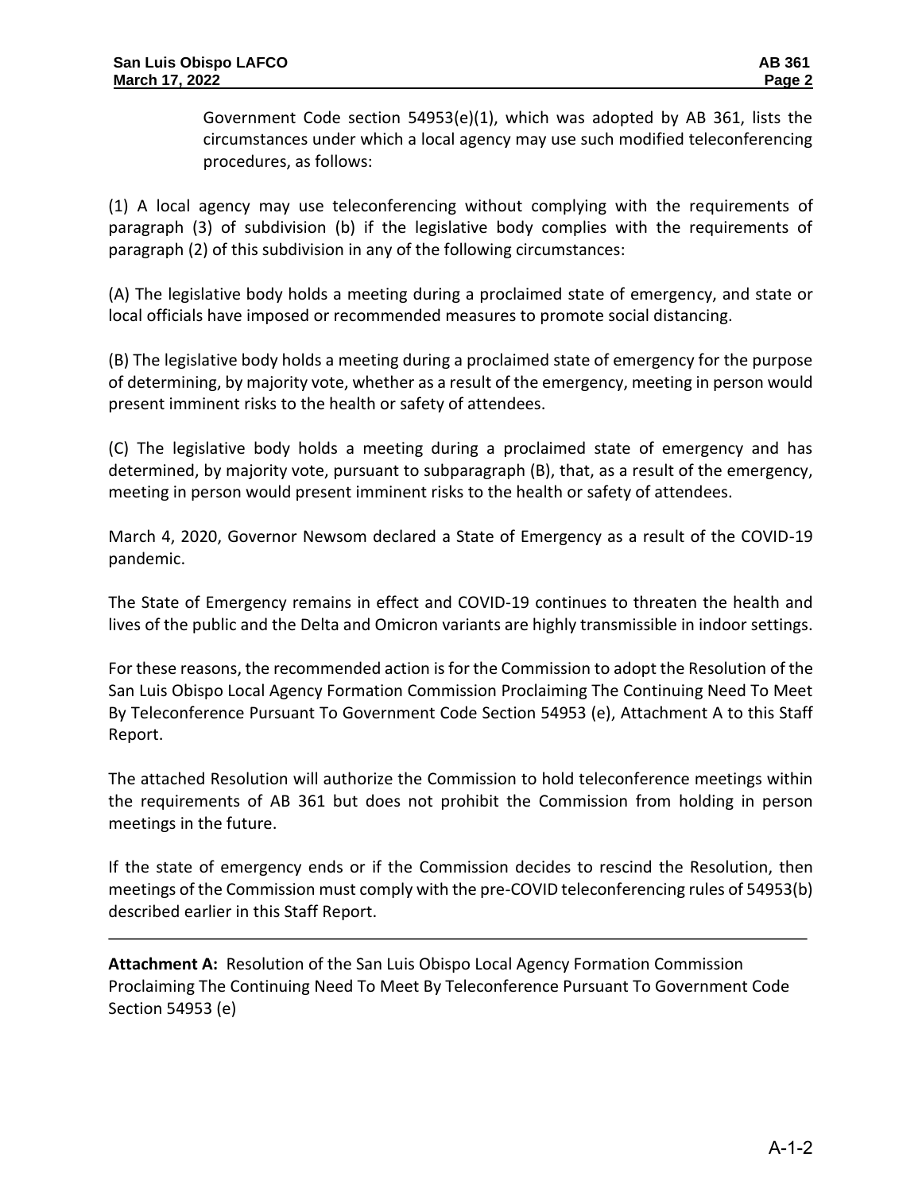Government Code section 54953(e)(1), which was adopted by AB 361, lists the circumstances under which a local agency may use such modified teleconferencing procedures, as follows:

(1) A local agency may use teleconferencing without complying with the requirements of paragraph (3) of subdivision (b) if the legislative body complies with the requirements of paragraph (2) of this subdivision in any of the following circumstances:

(A) The legislative body holds a meeting during a proclaimed state of emergency, and state or local officials have imposed or recommended measures to promote social distancing.

(B) The legislative body holds a meeting during a proclaimed state of emergency for the purpose of determining, by majority vote, whether as a result of the emergency, meeting in person would present imminent risks to the health or safety of attendees.

(C) The legislative body holds a meeting during a proclaimed state of emergency and has determined, by majority vote, pursuant to subparagraph (B), that, as a result of the emergency, meeting in person would present imminent risks to the health or safety of attendees.

March 4, 2020, Governor Newsom declared a State of Emergency as a result of the COVID-19 pandemic.

The State of Emergency remains in effect and COVID-19 continues to threaten the health and lives of the public and the Delta and Omicron variants are highly transmissible in indoor settings.

For these reasons, the recommended action is for the Commission to adopt the Resolution of the San Luis Obispo Local Agency Formation Commission Proclaiming The Continuing Need To Meet By Teleconference Pursuant To Government Code Section 54953 (e), Attachment A to this Staff Report.

The attached Resolution will authorize the Commission to hold teleconference meetings within the requirements of AB 361 but does not prohibit the Commission from holding in person meetings in the future.

If the state of emergency ends or if the Commission decides to rescind the Resolution, then meetings of the Commission must comply with the pre-COVID teleconferencing rules of 54953(b) described earlier in this Staff Report.

---

**Attachment A:** Resolution of the San Luis Obispo Local Agency Formation Commission Proclaiming The Continuing Need To Meet By Teleconference Pursuant To Government Code Section 54953 (e)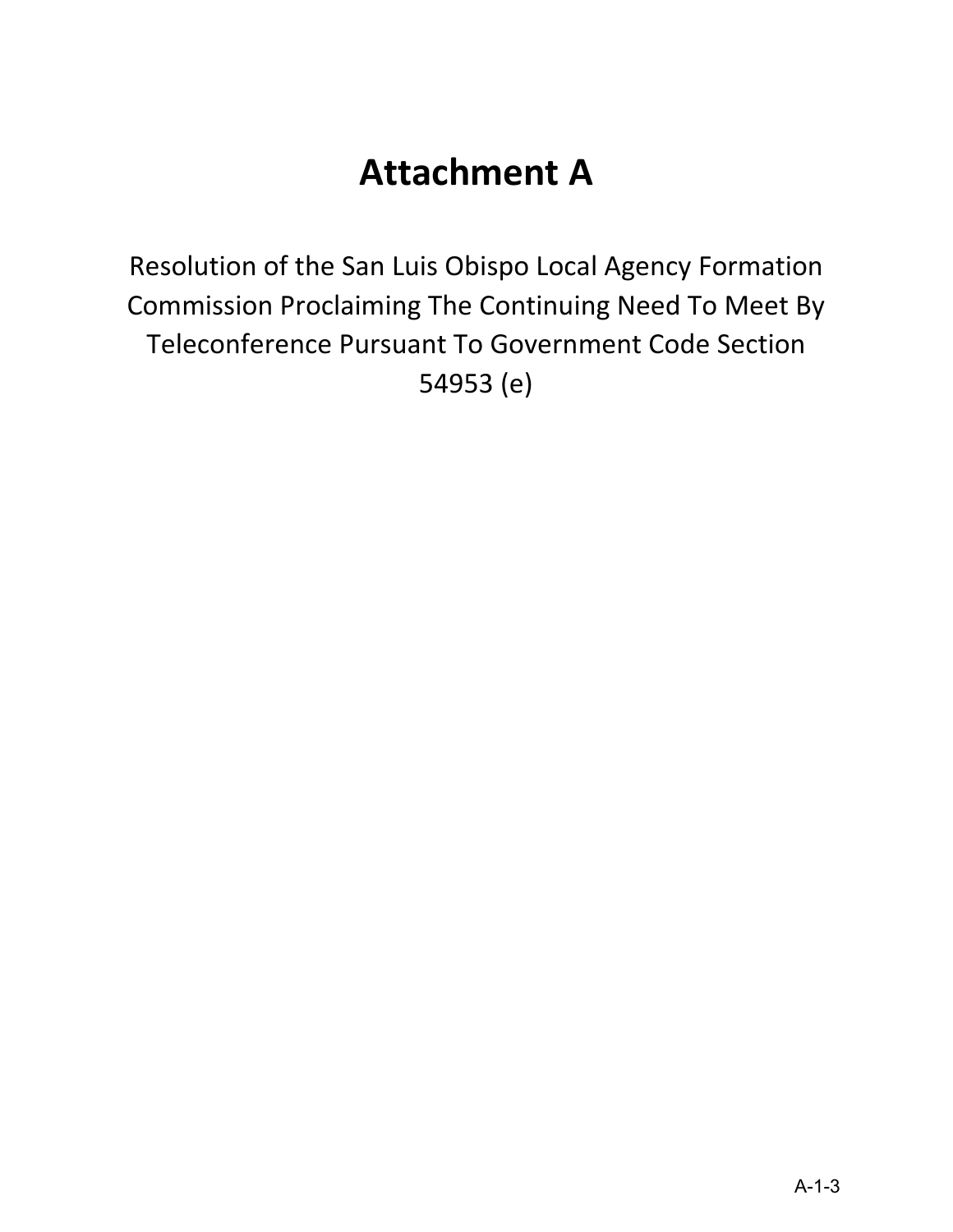# Attachment A

Resolution of the San Luis Obispo Local Agency Formation Commission Proclaiming The Continuing Need To Meet By Teleconference Pursuant To Government Code Section 54953 (e)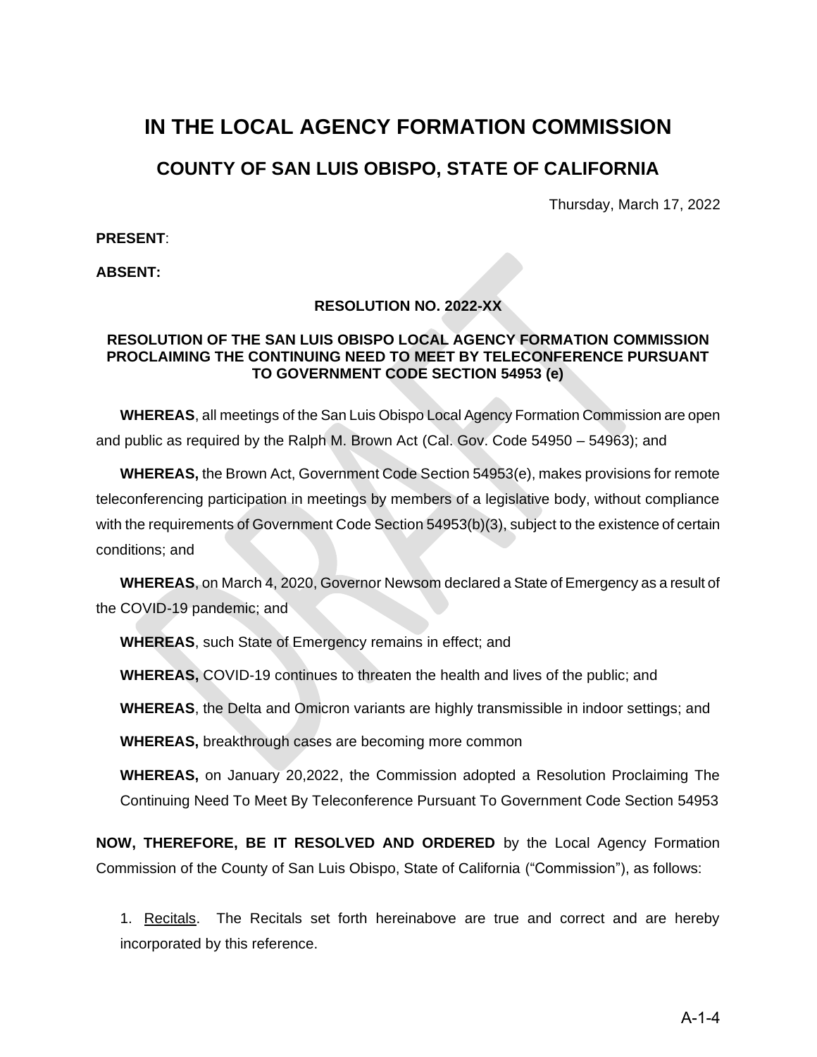# IN THE LOCAL AGENCY FORMATION COMMISSION

## COUNTY OF SAN LUIS OBISPO, STATE OF CALIFORNIA

Thursday, March 17, 2022

**PRESENT**:

**ABSENT:**

**RESOLUTION NO. 2022-XX**

**RESOLUTION OF THE SAN LUIS OBISPO LOCAL AGENCY FORMATION COMMISSION PROCLAIMING THE CONTINUING NEED TO MEET BY TELECONFERENCE PURSUANT TO GOVERNMENT CODE SECTION 54953 (e)**

**WHEREAS**, all meetings of the San Luis Obispo Local Agency Formation Commission are open and public as required by the Ralph M. Brown Act (Cal. Gov. Code 54950 – 54963); and

**WHEREAS,** the Brown Act, Government Code Section 54953(e), makes provisions for remote teleconferencing participation in meetings by members of a legislative body, without compliance with the requirements of Government Code Section 54953(b)(3), subject to the existence of certain conditions; and

**WHEREAS**, on March 4, 2020, Governor Newsom declared a State of Emergency as a result of the COVID-19 pandemic; and

**WHEREAS**, such State of Emergency remains in effect; and

**WHEREAS,** COVID-19 continues to threaten the health and lives of the public; and

**WHEREAS**, the Delta and Omicron variants are highly transmissible in indoor settings; and

**WHEREAS,** breakthrough cases are becoming more common

**WHEREAS,** on January 20,2022, the Commission adopted a Resolution Proclaiming The Continuing Need To Meet By Teleconference Pursuant To Government Code Section 54953

**NOW, THEREFORE, BE IT RESOLVED AND ORDERED** by the Local Agency Formation Commission of the County of San Luis Obispo, State of California ("Commission"), as follows:

1. Recitals. The Recitals set forth hereinabove are true and correct and are hereby incorporated by this reference.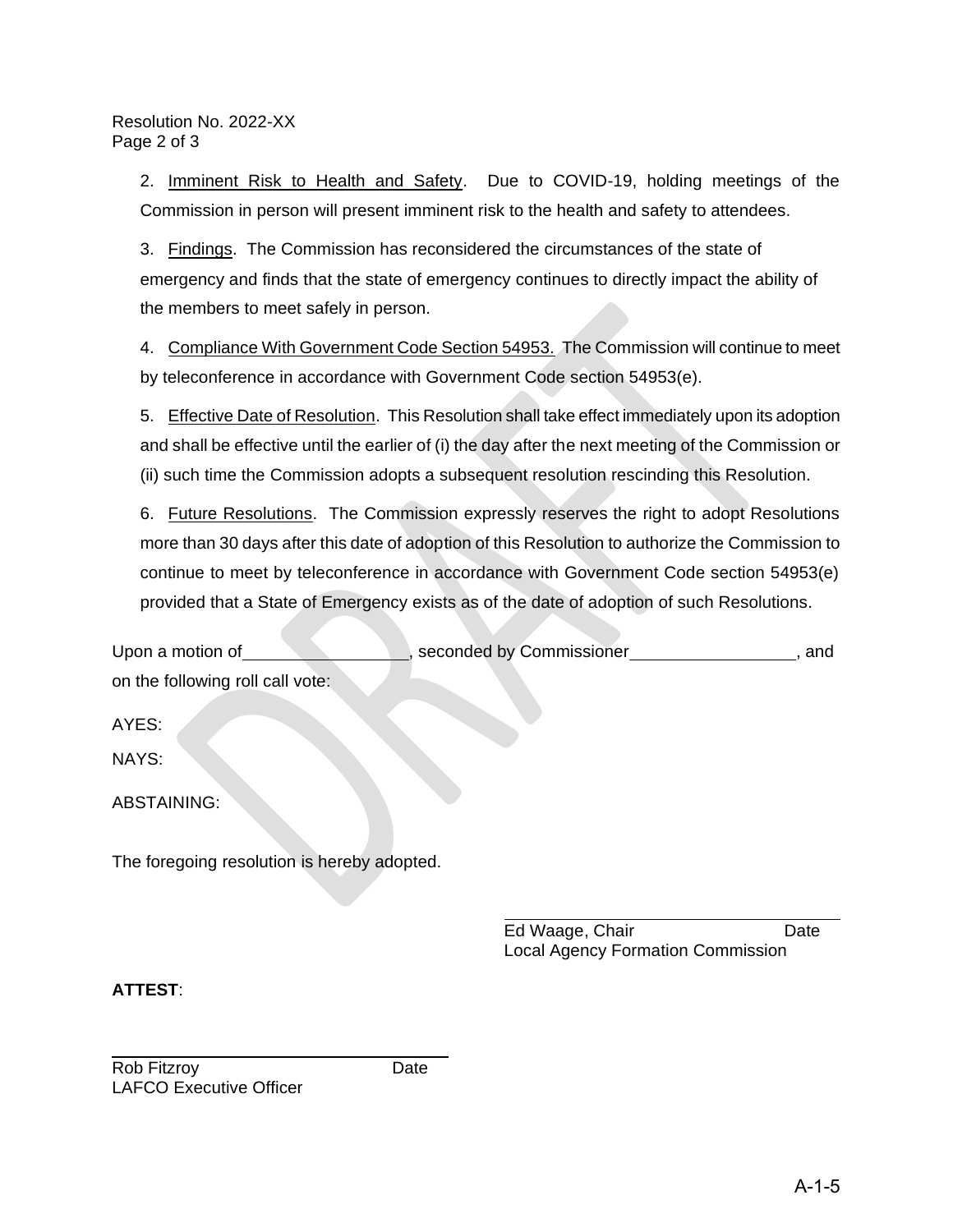2. Imminent Risk to Health and Safety. Due to COVID-19, holding meetings of the Commission in person will present imminent risk to the health and safety to attendees.

3. Findings. The Commission has reconsidered the circumstances of the state of emergency and finds that the state of emergency continues to directly impact the ability of the members to meet safely in person.

4. Compliance With Government Code Section 54953. The Commission will continue to meet by teleconference in accordance with Government Code section 54953(e).

5. Effective Date of Resolution. This Resolution shall take effect immediately upon its adoption and shall be effective until the earlier of (i) the day after the next meeting of the Commission or (ii) such time the Commission adopts a subsequent resolution rescinding this Resolution.

6. Future Resolutions. The Commission expressly reserves the right to adopt Resolutions more than 30 days after this date of adoption of this Resolution to authorize the Commission to continue to meet by teleconference in accordance with Government Code section 54953(e) provided that a State of Emergency exists as of the date of adoption of such Resolutions.

Upon a motion of\_\_\_\_\_\_\_\_\_\_\_\_\_\_\_\_\_\_, seconded by Commissioner\_\_\_\_\_\_\_\_\_\_\_\_\_\_\_\_\_\_, and on the following roll call vote:

AYES:

NAYS:

ABSTAINING:

The foregoing resolution is hereby adopted.

\_\_\_\_\_\_\_\_\_\_\_\_\_\_\_\_\_\_\_\_\_\_\_\_\_\_\_\_\_\_\_\_\_\_\_\_

Ed Waage, Chair Date
Local Agency Formation Commission

**ATTEST**:

\_\_\_\_\_\_\_\_\_\_\_\_\_\_\_\_\_\_\_\_\_\_\_\_\_\_\_\_\_\_\_\_\_\_\_\_

Rob Fitzroy Date
LAFCO Executive Officer

A-1-5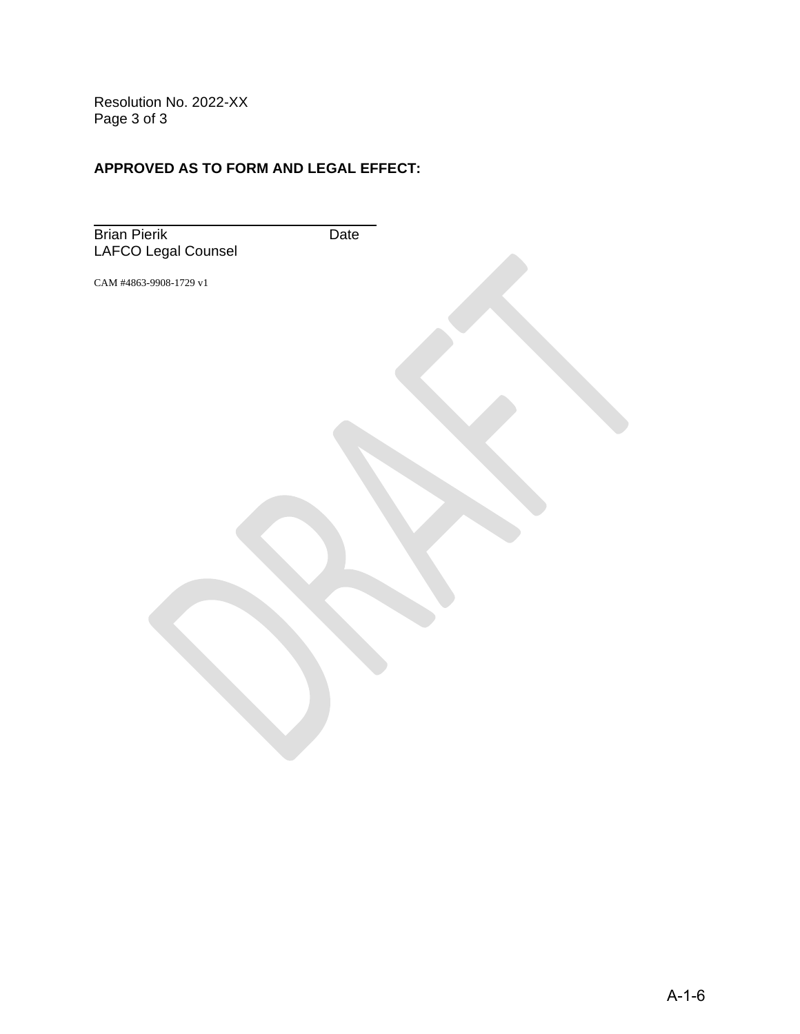Resolution No. 2022-XX

**APPROVED AS TO FORM AND LEGAL EFFECT:**

\_\_\_\_\_\_\_\_\_\_\_\_\_\_\_\_\_\_\_\_\_\_\_\_\_\_\_\_\_\_\_\_\_\_\_\_\_\_\_\_

Brian Pierik Date
LAFCO Legal Counsel

CAM #4863-9908-1729 v1

DRAFT